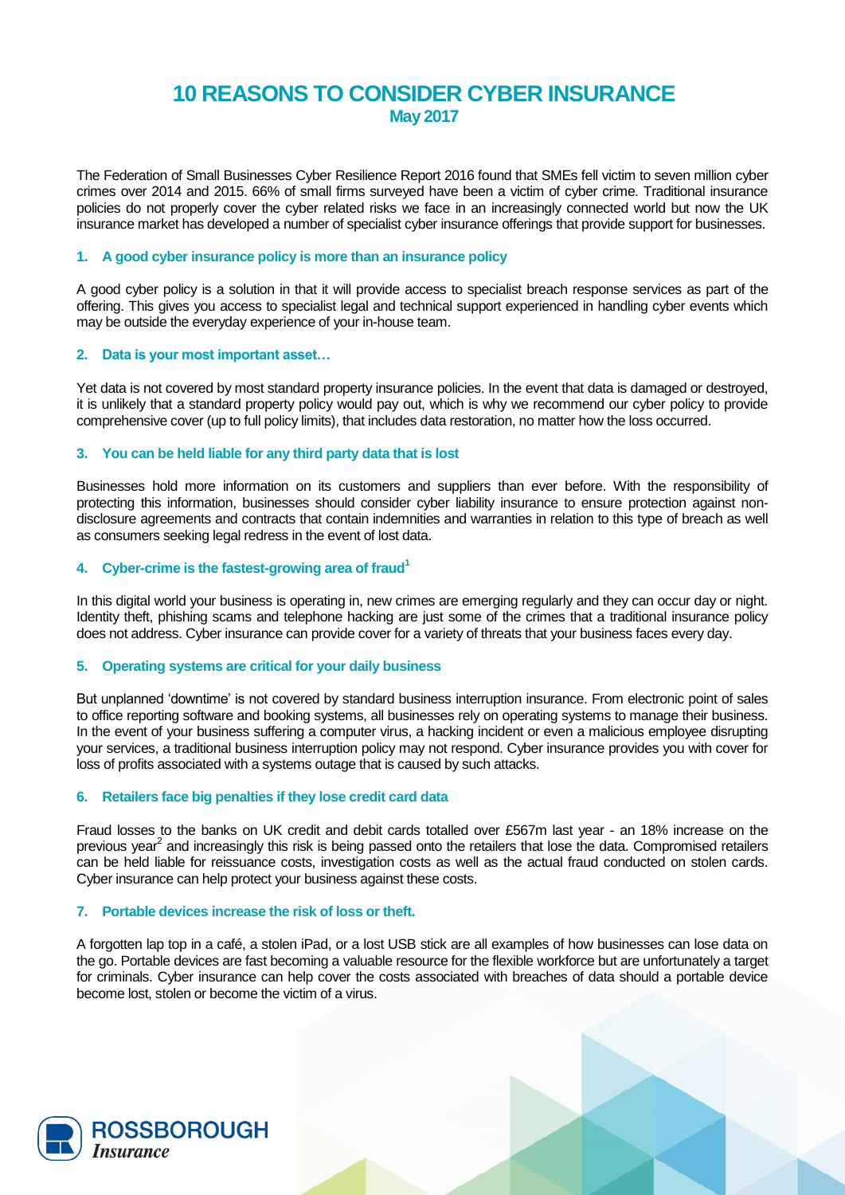# 10 REASONS TO CONSIDER CYBER INSURANCE

**May 2017**

The Federation of Small Businesses Cyber Resilience Report 2016 found that SMEs fell victim to seven million cyber crimes over 2014 and 2015. 66% of small firms surveyed have been a victim of cyber crime. Traditional insurance policies do not properly cover the cyber related risks we face in an increasingly connected world but now the UK insurance market has developed a number of specialist cyber insurance offerings that provide support for businesses.

### 1. A good cyber insurance policy is more than an insurance policy

A good cyber policy is a solution in that it will provide access to specialist breach response services as part of the offering. This gives you access to specialist legal and technical support experienced in handling cyber events which may be outside the everyday experience of your in-house team.

### 2. Data is your most important asset…

Yet data is not covered by most standard property insurance policies. In the event that data is damaged or destroyed, it is unlikely that a standard property policy would pay out, which is why we recommend our cyber policy to provide comprehensive cover (up to full policy limits), that includes data restoration, no matter how the loss occurred.

### 3. You can be held liable for any third party data that is lost

Businesses hold more information on its customers and suppliers than ever before. With the responsibility of protecting this information, businesses should consider cyber liability insurance to ensure protection against non-disclosure agreements and contracts that contain indemnities and warranties in relation to this type of breach as well as consumers seeking legal redress in the event of lost data.

### 4. Cyber-crime is the fastest-growing area of fraud[1]

In this digital world your business is operating in, new crimes are emerging regularly and they can occur day or night. Identity theft, phishing scams and telephone hacking are just some of the crimes that a traditional insurance policy does not address. Cyber insurance can provide cover for a variety of threats that your business faces every day.

### 5. Operating systems are critical for your daily business

But unplanned 'downtime' is not covered by standard business interruption insurance. From electronic point of sales to office reporting software and booking systems, all businesses rely on operating systems to manage their business. In the event of your business suffering a computer virus, a hacking incident or even a malicious employee disrupting your services, a traditional business interruption policy may not respond. Cyber insurance provides you with cover for loss of profits associated with a systems outage that is caused by such attacks.

### 6. Retailers face big penalties if they lose credit card data

Fraud losses to the banks on UK credit and debit cards totalled over £567m last year - an 18% increase on the previous year[2] and increasingly this risk is being passed onto the retailers that lose the data. Compromised retailers can be held liable for reissuance costs, investigation costs as well as the actual fraud conducted on stolen cards. Cyber insurance can help protect your business against these costs.

### 7. Portable devices increase the risk of loss or theft.

A forgotten lap top in a café, a stolen iPad, or a lost USB stick are all examples of how businesses can lose data on the go. Portable devices are fast becoming a valuable resource for the flexible workforce but are unfortunately a target for criminals. Cyber insurance can help cover the costs associated with breaches of data should a portable device become lost, stolen or become the victim of a virus.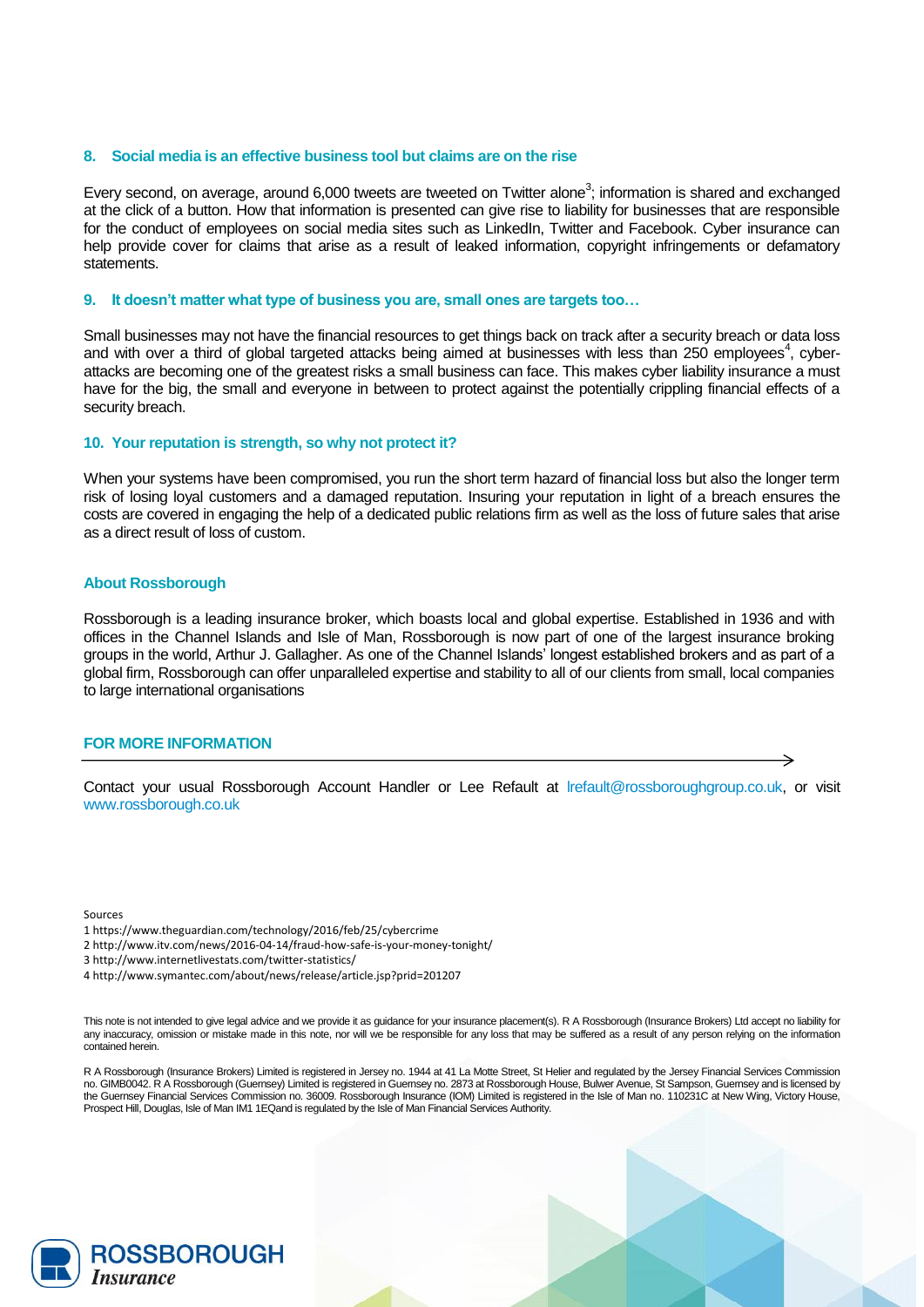### 8. Social media is an effective business tool but claims are on the rise

Every second, on average, around 6,000 tweets are tweeted on Twitter alone[3]; information is shared and exchanged at the click of a button. How that information is presented can give rise to liability for businesses that are responsible for the conduct of employees on social media sites such as LinkedIn, Twitter and Facebook. Cyber insurance can help provide cover for claims that arise as a result of leaked information, copyright infringements or defamatory statements.

### 9. It doesn't matter what type of business you are, small ones are targets too…

Small businesses may not have the financial resources to get things back on track after a security breach or data loss and with over a third of global targeted attacks being aimed at businesses with less than 250 employees[4], cyber-attacks are becoming one of the greatest risks a small business can face. This makes cyber liability insurance a must have for the big, the small and everyone in between to protect against the potentially crippling financial effects of a security breach.

### 10. Your reputation is strength, so why not protect it?

When your systems have been compromised, you run the short term hazard of financial loss but also the longer term risk of losing loyal customers and a damaged reputation. Insuring your reputation in light of a breach ensures the costs are covered in engaging the help of a dedicated public relations firm as well as the loss of future sales that arise as a direct result of loss of custom.

### About Rossborough

Rossborough is a leading insurance broker, which boasts local and global expertise. Established in 1936 and with offices in the Channel Islands and Isle of Man, Rossborough is now part of one of the largest insurance broking groups in the world, Arthur J. Gallagher. As one of the Channel Islands' longest established brokers and as part of a global firm, Rossborough can offer unparalleled expertise and stability to all of our clients from small, local companies to large international organisations

### FOR MORE INFORMATION

Contact your usual Rossborough Account Handler or Lee Refault at lrefault@rossboroughgroup.co.uk, or visit www.rossborough.co.uk

Sources

1 https://www.theguardian.com/technology/2016/feb/25/cybercrime
2 http://www.itv.com/news/2016-04-14/fraud-how-safe-is-your-money-tonight/
3 http://www.internetlivestats.com/twitter-statistics/
4 http://www.symantec.com/about/news/release/article.jsp?prid=201207

This note is not intended to give legal advice and we provide it as guidance for your insurance placement(s). R A Rossborough (Insurance Brokers) Ltd accept no liability for any inaccuracy, omission or mistake made in this note, nor will we be responsible for any loss that may be suffered as a result of any person relying on the information contained herein.

R A Rossborough (Insurance Brokers) Limited is registered in Jersey no. 1944 at 41 La Motte Street, St Helier and regulated by the Jersey Financial Services Commission no. GIMB0042. R A Rossborough (Guernsey) Limited is registered in Guernsey no. 2873 at Rossborough House, Bulwer Avenue, St Sampson, Guernsey and is licensed by the Guernsey Financial Services Commission no. 36009. Rossborough Insurance (IOM) Limited is registered in the Isle of Man no. 110231C at New Wing, Victory House, Prospect Hill, Douglas, Isle of Man IM1 1EQand is regulated by the Isle of Man Financial Services Authority.

ROSSBOROUGH Insurance